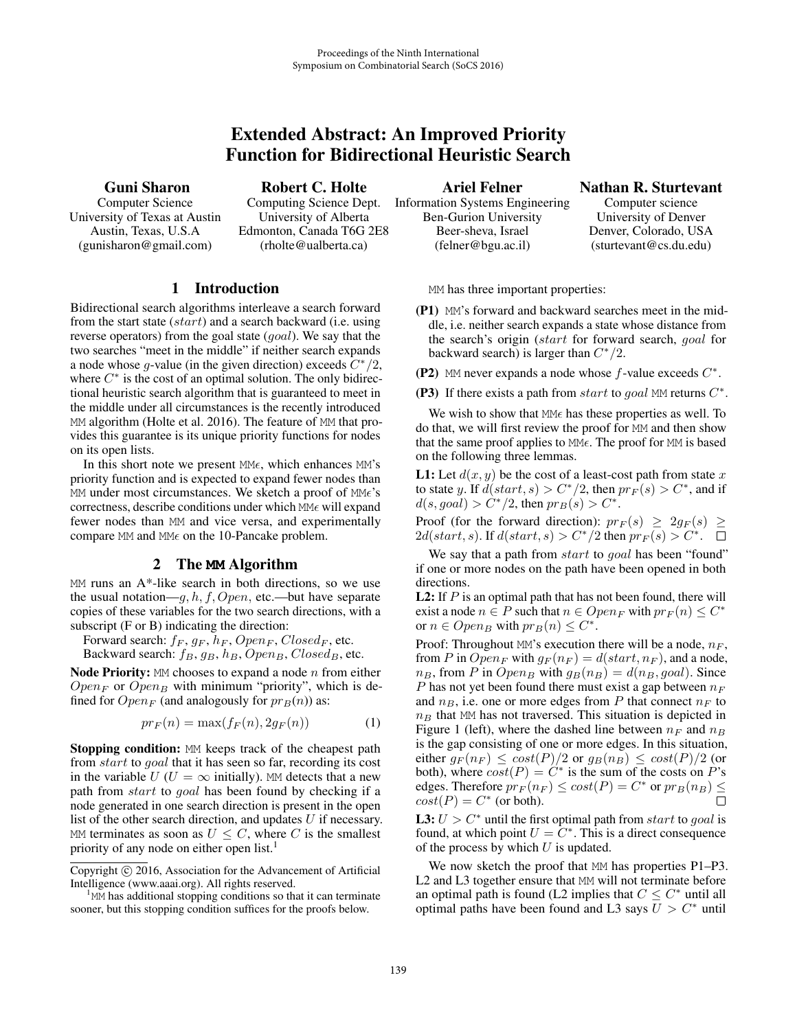# Extended Abstract: An Improved Priority Function for Bidirectional Heuristic Search

**Guni Sharon**
Computer Science
University of Texas at Austin
Austin, Texas, U.S.A
(gunisharon@gmail.com)

**Robert C. Holte**
Computing Science Dept.
University of Alberta
Edmonton, Canada T6G 2E8
(rholte@ualberta.ca)

**Ariel Felner**
Information Systems Engineering
Ben-Gurion University
Beer-sheva, Israel
(felner@bgu.ac.il)

**Nathan R. Sturtevant**
Computer science
University of Denver
Denver, Colorado, USA
(sturtevant@cs.du.edu)

## 1 Introduction

Bidirectional search algorithms interleave a search forward from the start state ($start$) and a search backward (i.e. using reverse operators) from the goal state ($goal$). We say that the two searches "meet in the middle" if neither search expands a node whose $g$-value (in the given direction) exceeds $C^*/2$, where $C^*$ is the cost of an optimal solution. The only bidirectional heuristic search algorithm that is guaranteed to meet in the middle under all circumstances is the recently introduced MM algorithm (Holte et al. 2016). The feature of MM that provides this guarantee is its unique priority functions for nodes on its open lists.

In this short note we present MM$\epsilon$, which enhances MM's priority function and is expected to expand fewer nodes than MM under most circumstances. We sketch a proof of MM$\epsilon$'s correctness, describe conditions under which MM$\epsilon$ will expand fewer nodes than MM and vice versa, and experimentally compare MM and MM$\epsilon$ on the 10-Pancake problem.

## 2 The MM Algorithm

MM runs an A*-like search in both directions, so we use the usual notation—$g, h, f, Open$, etc.—but have separate copies of these variables for the two search directions, with a subscript (F or B) indicating the direction:

Forward search: $f_F$, $g_F$, $h_F$, $Open_F$, $Closed_F$, etc.
Backward search: $f_B$, $g_B$, $h_B$, $Open_B$, $Closed_B$, etc.

**Node Priority:** MM chooses to expand a node $n$ from either $Open_F$ or $Open_B$ with minimum "priority", which is defined for $Open_F$ (and analogously for $pr_B(n)$) as:

$$pr_F(n) = \max(f_F(n), 2g_F(n)) \tag{1}$$

**Stopping condition:** MM keeps track of the cheapest path from $start$ to $goal$ that it has seen so far, recording its cost in the variable $U$ ($U = \infty$ initially). MM detects that a new path from $start$ to $goal$ has been found by checking if a node generated in one search direction is present in the open list of the other search direction, and updates $U$ if necessary. MM terminates as soon as $U \le C$, where $C$ is the smallest priority of any node on either open list.[1]

[1] MM has additional stopping conditions so that it can terminate sooner, but this stopping condition suffices for the proofs below.

Copyright © 2016, Association for the Advancement of Artificial Intelligence (www.aaai.org). All rights reserved.

MM has three important properties:

- **(P1)** MM's forward and backward searches meet in the middle, i.e. neither search expands a state whose distance from the search's origin ($start$ for forward search, $goal$ for backward search) is larger than $C^*/2$.
- **(P2)** MM never expands a node whose $f$-value exceeds $C^*$.
- **(P3)** If there exists a path from $start$ to $goal$ MM returns $C^*$.

We wish to show that MM$\epsilon$ has these properties as well. To do that, we will first review the proof for MM and then show that the same proof applies to MM$\epsilon$. The proof for MM is based on the following three lemmas.

**L1:** Let $d(x, y)$ be the cost of a least-cost path from state $x$ to state $y$. If $d(start, s) > C^*/2$, then $pr_F(s) > C^*$, and if $d(s, goal) > C^*/2$, then $pr_B(s) > C^*$.

Proof (for the forward direction): $pr_F(s) \ge 2g_F(s) \ge 2d(start, s)$. If $d(start, s) > C^*/2$ then $pr_F(s) > C^*$. □

We say that a path from $start$ to $goal$ has been "found" if one or more nodes on the path have been opened in both directions.

**L2:** If $P$ is an optimal path that has not been found, there will exist a node $n \in P$ such that $n \in Open_F$ with $pr_F(n) \le C^*$ or $n \in Open_B$ with $pr_B(n) \le C^*$.

Proof: Throughout MM's execution there will be a node, $n_F$, from $P$ in $Open_F$ with $g_F(n_F) = d(start, n_F)$, and a node, $n_B$, from $P$ in $Open_B$ with $g_B(n_B) = d(n_B, goal)$. Since $P$ has not yet been found there must exist a gap between $n_F$ and $n_B$, i.e. one or more edges from $P$ that connect $n_F$ to $n_B$ that MM has not traversed. This situation is depicted in Figure 1 (left), where the dashed line between $n_F$ and $n_B$ is the gap consisting of one or more edges. In this situation, either $g_F(n_F) \le cost(P)/2$ or $g_B(n_B) \le cost(P)/2$ (or both), where $cost(P) = C^*$ is the sum of the costs on $P$'s edges. Therefore $pr_F(n_F) \le cost(P) = C^*$ or $pr_B(n_B) \le cost(P) = C^*$ (or both). □

**L3:** $U > C^*$ until the first optimal path from $start$ to $goal$ is found, at which point $U = C^*$. This is a direct consequence of the process by which $U$ is updated.

We now sketch the proof that MM has properties P1–P3. L2 and L3 together ensure that MM will not terminate before an optimal path is found (L2 implies that $C \le C^*$ until all optimal paths have been found and L3 says $U > C^*$ until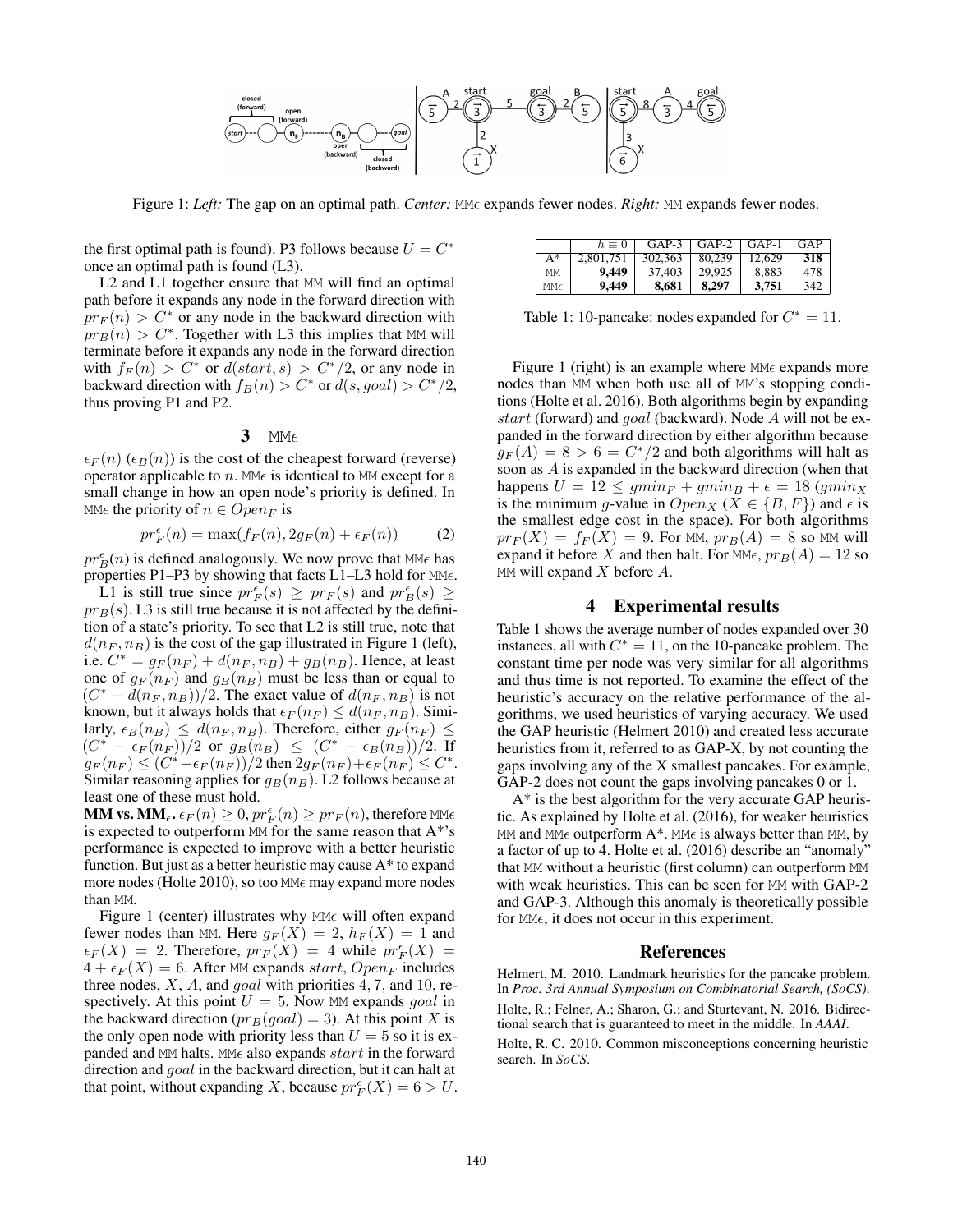start open (forward) closed (forward) $n_F$ $n_B$ goal open (backward) closed (backward)

A start goal B 2 5 2 5 3 3 5 2 X 1

start A goal 8 4 5 3 5 3 X 6

Figure 1: *Left:* The gap on an optimal path. *Center:* MM$\epsilon$ expands fewer nodes. *Right:* MM expands fewer nodes.

the first optimal path is found). P3 follows because $U = C^*$ once an optimal path is found (L3).

L2 and L1 together ensure that MM will find an optimal path before it expands any node in the forward direction with $pr_F(n) > C^*$ or any node in the backward direction with $pr_B(n) > C^*$. Together with L3 this implies that MM will terminate before it expands any node in the forward direction with $f_F(n) > C^*$ or $d(start, s) > C^*/2$, or any node in backward direction with $f_B(n) > C^*$ or $d(s, goal) > C^*/2$, thus proving P1 and P2.

## 3 MM$\epsilon$

$\epsilon_F(n)$ ($\epsilon_B(n)$) is the cost of the cheapest forward (reverse) operator applicable to $n$. MM$\epsilon$ is identical to MM except for a small change in how an open node's priority is defined. In MM$\epsilon$ the priority of $n \in Open_F$ is

$$pr^{\epsilon}_F(n) = \max(f_F(n), 2g_F(n) + \epsilon_F(n)) \qquad (2)$$

$pr^{\epsilon}_B(n)$ is defined analogously. We now prove that MM$\epsilon$ has properties P1–P3 by showing that facts L1–L3 hold for MM$\epsilon$.

L1 is still true since $pr^{\epsilon}_F(s) \geq pr_F(s)$ and $pr^{\epsilon}_B(s) \geq pr_B(s)$. L3 is still true because it is not affected by the definition of a state's priority. To see that L2 is still true, note that $d(n_F, n_B)$ is the cost of the gap illustrated in Figure 1 (left), i.e. $C^* = g_F(n_F) + d(n_F, n_B) + g_B(n_B)$. Hence, at least one of $g_F(n_F)$ and $g_B(n_B)$ must be less than or equal to $(C^* - d(n_F, n_B))/2$. The exact value of $d(n_F, n_B)$ is not known, but it always holds that $\epsilon_F(n_F) \leq d(n_F, n_B)$. Similarly, $\epsilon_B(n_B) \leq d(n_F, n_B)$. Therefore, either $g_F(n_F) \leq (C^* - \epsilon_F(n_F))/2$ or $g_B(n_B) \leq (C^* - \epsilon_B(n_B))/2$. If $g_F(n_F) \leq (C^* - \epsilon_F(n_F))/2$ then $2g_F(n_F) + \epsilon_F(n_F) \leq C^*$. Similar reasoning applies for $g_B(n_B)$. L2 follows because at least one of these must hold.

**MM vs. MM$_\epsilon$.** $\epsilon_F(n) \geq 0$, $pr^{\epsilon}_F(n) \geq pr_F(n)$, therefore MM$\epsilon$ is expected to outperform MM for the same reason that A\*'s performance is expected to improve with a better heuristic function. But just as a better heuristic may cause A\* to expand more nodes (Holte 2010), so too MM$\epsilon$ may expand more nodes than MM.

Figure 1 (center) illustrates why MM$\epsilon$ will often expand fewer nodes than MM. Here $g_F(X) = 2$, $h_F(X) = 1$ and $\epsilon_F(X) = 2$. Therefore, $pr_F(X) = 4$ while $pr^{\epsilon}_F(X) = 4 + \epsilon_F(X) = 6$. After MM expands $start$, $Open_F$ includes three nodes, $X$, $A$, and $goal$ with priorities 4, 7, and 10, respectively. At this point $U = 5$. Now MM expands $goal$ in the backward direction ($pr_B(goal) = 3$). At this point $X$ is the only open node with priority less than $U = 5$ so it is expanded and MM halts. MM$\epsilon$ also expands $start$ in the forward direction and $goal$ in the backward direction, but it can halt at that point, without expanding $X$, because $pr^{\epsilon}_F(X) = 6 > U$.

| | $h \equiv 0$ | GAP-3 | GAP-2 | GAP-1 | GAP |
|---|---|---|---|---|---|
| A\* | 2,801,751 | 302,363 | 80,239 | 12,629 | **318** |
| MM | **9,449** | 37,403 | 29,925 | 8,883 | 478 |
| MM$\epsilon$ | **9,449** | **8,681** | **8,297** | **3,751** | 342 |

Table 1: 10-pancake: nodes expanded for $C^* = 11$.

Figure 1 (right) is an example where MM$\epsilon$ expands more nodes than MM when both use all of MM's stopping conditions (Holte et al. 2016). Both algorithms begin by expanding $start$ (forward) and $goal$ (backward). Node $A$ will not be expanded in the forward direction by either algorithm because $g_F(A) = 8 > 6 = C^*/2$ and both algorithms will halt as soon as $A$ is expanded in the backward direction (when that happens $U = 12 \leq gmin_F + gmin_B + \epsilon = 18$ ($gmin_X$ is the minimum $g$-value in $Open_X$ ($X \in \{B, F\}$) and $\epsilon$ is the smallest edge cost in the space). For both algorithms $pr_F(X) = f_F(X) = 9$. For MM, $pr_B(A) = 8$ so MM will expand it before $X$ and then halt. For MM$\epsilon$, $pr_B(A) = 12$ so MM will expand $X$ before $A$.

## 4 Experimental results

Table 1 shows the average number of nodes expanded over 30 instances, all with $C^* = 11$, on the 10-pancake problem. The constant time per node was very similar for all algorithms and thus time is not reported. To examine the effect of the heuristic's accuracy on the relative performance of the algorithms, we used heuristics of varying accuracy. We used the GAP heuristic (Helmert 2010) and created less accurate heuristics from it, referred to as GAP-X, by not counting the gaps involving any of the X smallest pancakes. For example, GAP-2 does not count the gaps involving pancakes 0 or 1.

A\* is the best algorithm for the very accurate GAP heuristic. As explained by Holte et al. (2016), for weaker heuristics MM and MM$\epsilon$ outperform A\*. MM$\epsilon$ is always better than MM, by a factor of up to 4. Holte et al. (2016) describe an "anomaly" that MM without a heuristic (first column) can outperform MM with weak heuristics. This can be seen for MM with GAP-2 and GAP-3. Although this anomaly is theoretically possible for MM$\epsilon$, it does not occur in this experiment.

## References

Helmert, M. 2010. Landmark heuristics for the pancake problem. In *Proc. 3rd Annual Symposium on Combinatorial Search, (SoCS)*.

Holte, R.; Felner, A.; Sharon, G.; and Sturtevant, N. 2016. Bidirectional search that is guaranteed to meet in the middle. In *AAAI*.

Holte, R. C. 2010. Common misconceptions concerning heuristic search. In *SoCS*.